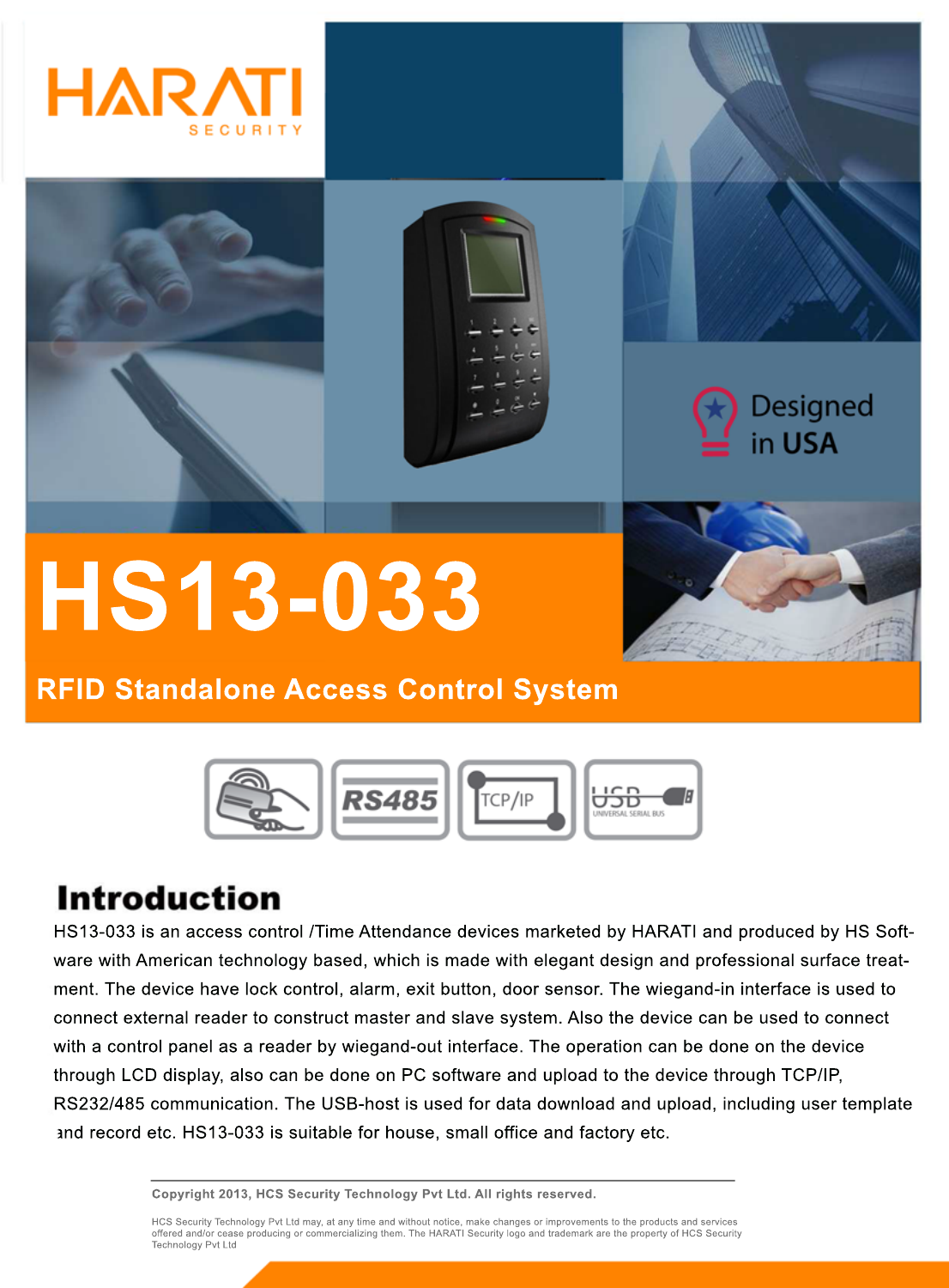HARATI SECURITY

Designed in USA

# HS13-033

## RFID Standalone Access Control System

RS485 TCP/IP USB

## Introduction

HS13-033 is an access control /Time Attendance devices marketed by HARATI and produced by HS Software with American technology based, which is made with elegant design and professional surface treatment. The device have lock control, alarm, exit button, door sensor. The wiegand-in interface is used to connect external reader to construct master and slave system. Also the device can be used to connect with a control panel as a reader by wiegand-out interface. The operation can be done on the device through LCD display, also can be done on PC software and upload to the device through TCP/IP, RS232/485 communication. The USB-host is used for data download and upload, including user template and record etc. HS13-033 is suitable for house, small office and factory etc.

**Copyright 2013, HCS Security Technology Pvt Ltd. All rights reserved.**

HCS Security Technology Pvt Ltd may, at any time and without notice, make changes or improvements to the products and services offered and/or cease producing or commercializing them. The HARATI Security logo and trademark are the property of HCS Security Technology Pvt Ltd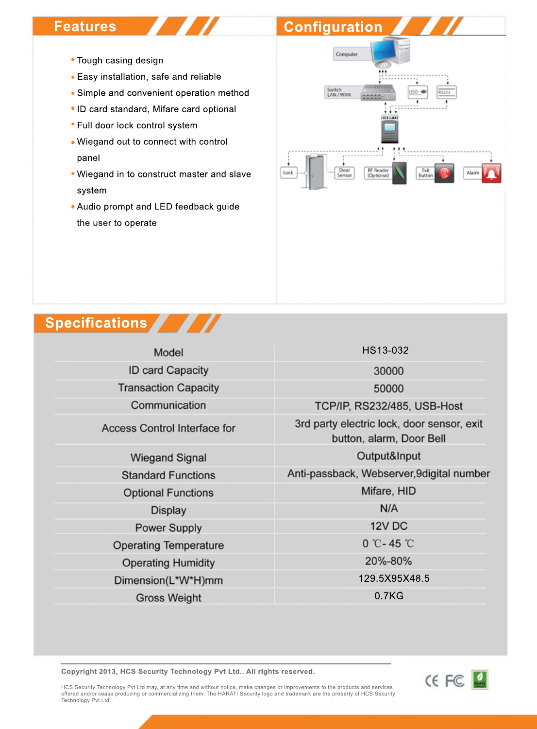## Features

- Tough casing design
- Easy installation, safe and reliable
- Simple and convenient operation method
- ID card standard, Mifare card optional
- Full door lock control system
- Wiegand out to connect with control panel
- Wiegand in to construct master and slave system
- Audio prompt and LED feedback guide the user to operate

## Configuration

Computer

Switch LAN / WAN

USB

RS232

HS13-033

Lock

Door Sensor

RF Reader (Optional)

Exit Button

Alarm

## Specifications

| | |
|---|---|
| Model | HS13-032 |
| ID card Capacity | 30000 |
| Transaction Capacity | 50000 |
| Communication | TCP/IP, RS232/485, USB-Host |
| Access Control Interface for | 3rd party electric lock, door sensor, exit button, alarm, Door Bell |
| Wiegand Signal | Output&Input |
| Standard Functions | Anti-passback, Webserver,9digital number |
| Optional Functions | Mifare, HID |
| Display | N/A |
| Power Supply | 12V DC |
| Operating Temperature | 0 ℃- 45 ℃ |
| Operating Humidity | 20%-80% |
| Dimension(L*W*H)mm | 129.5X95X48.5 |
| Gross Weight | 0.7KG |

**Copyright 2013, HCS Security Technology Pvt Ltd.. All rights reserved.**

HCS Security Technology Pvt Ltd may, at any time and without notice, make changes or improvements to the products and services offered and/or cease producing or commercializing them. The HARATI Security logo and trademark are the property of HCS Security Technology Pvt Ltd.